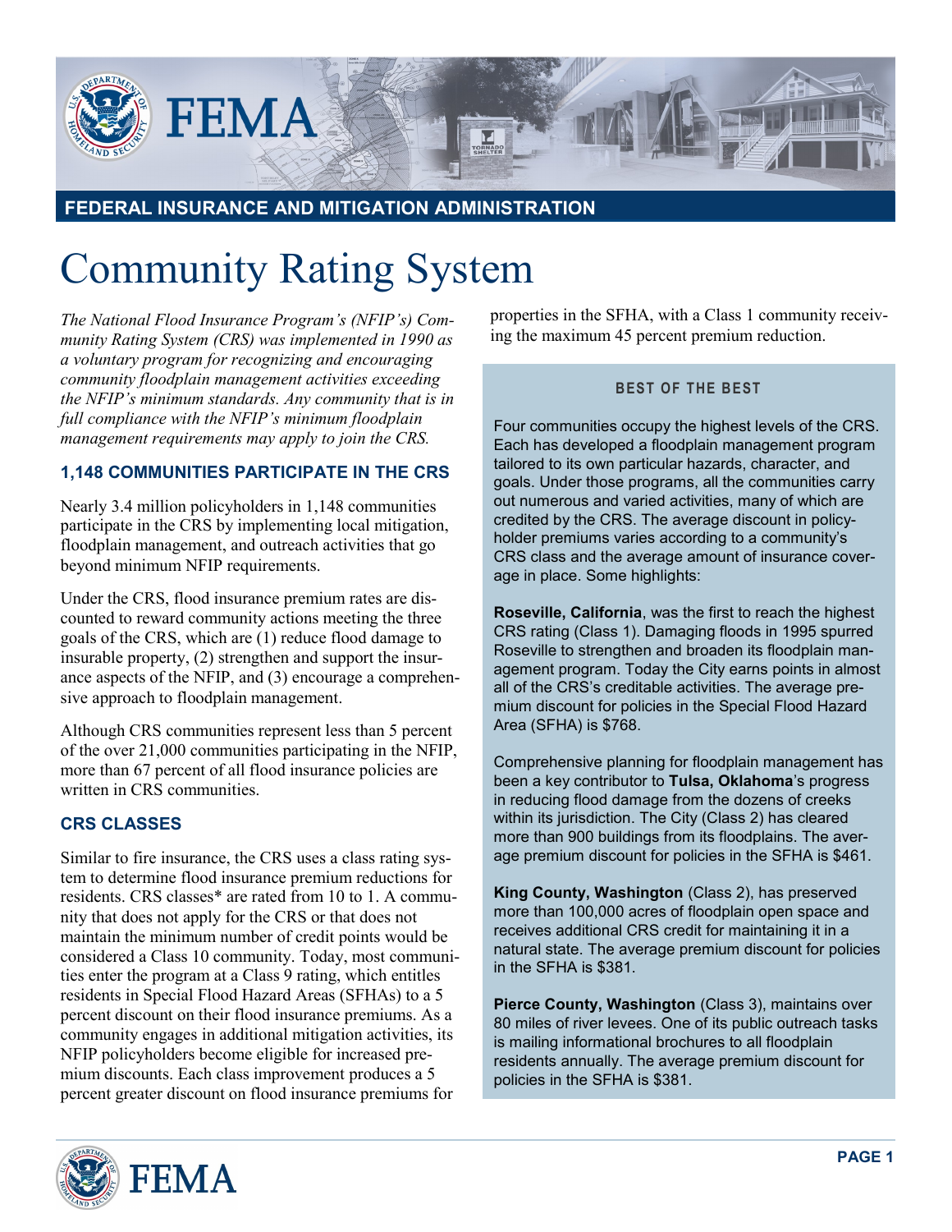FEDERAL INSURANCE AND MITIGATION ADMINISTRATION

# Community Rating System

*The National Flood Insurance Program's (NFIP's) Community Rating System (CRS) was implemented in 1990 as a voluntary program for recognizing and encouraging community floodplain management activities exceeding the NFIP's minimum standards. Any community that is in full compliance with the NFIP's minimum floodplain management requirements may apply to join the CRS.*

## 1,148 COMMUNITIES PARTICIPATE IN THE CRS

Nearly 3.4 million policyholders in 1,148 communities participate in the CRS by implementing local mitigation, floodplain management, and outreach activities that go beyond minimum NFIP requirements.

Under the CRS, flood insurance premium rates are discounted to reward community actions meeting the three goals of the CRS, which are (1) reduce flood damage to insurable property, (2) strengthen and support the insurance aspects of the NFIP, and (3) encourage a comprehensive approach to floodplain management.

Although CRS communities represent less than 5 percent of the over 21,000 communities participating in the NFIP, more than 67 percent of all flood insurance policies are written in CRS communities.

## CRS CLASSES

Similar to fire insurance, the CRS uses a class rating system to determine flood insurance premium reductions for residents. CRS classes* are rated from 10 to 1. A community that does not apply for the CRS or that does not maintain the minimum number of credit points would be considered a Class 10 community. Today, most communities enter the program at a Class 9 rating, which entitles residents in Special Flood Hazard Areas (SFHAs) to a 5 percent discount on their flood insurance premiums. As a community engages in additional mitigation activities, its NFIP policyholders become eligible for increased premium discounts. Each class improvement produces a 5 percent greater discount on flood insurance premiums for properties in the SFHA, with a Class 1 community receiving the maximum 45 percent premium reduction.

### BEST OF THE BEST

Four communities occupy the highest levels of the CRS. Each has developed a floodplain management program tailored to its own particular hazards, character, and goals. Under those programs, all the communities carry out numerous and varied activities, many of which are credited by the CRS. The average discount in policyholder premiums varies according to a community's CRS class and the average amount of insurance coverage in place. Some highlights:

**Roseville, California**, was the first to reach the highest CRS rating (Class 1). Damaging floods in 1995 spurred Roseville to strengthen and broaden its floodplain management program. Today the City earns points in almost all of the CRS's creditable activities. The average premium discount for policies in the Special Flood Hazard Area (SFHA) is $768.

Comprehensive planning for floodplain management has been a key contributor to **Tulsa, Oklahoma**'s progress in reducing flood damage from the dozens of creeks within its jurisdiction. The City (Class 2) has cleared more than 900 buildings from its floodplains. The average premium discount for policies in the SFHA is $461.

**King County, Washington** (Class 2), has preserved more than 100,000 acres of floodplain open space and receives additional CRS credit for maintaining it in a natural state. The average premium discount for policies in the SFHA is $381.

**Pierce County, Washington** (Class 3), maintains over 80 miles of river levees. One of its public outreach tasks is mailing informational brochures to all floodplain residents annually. The average premium discount for policies in the SFHA is $381.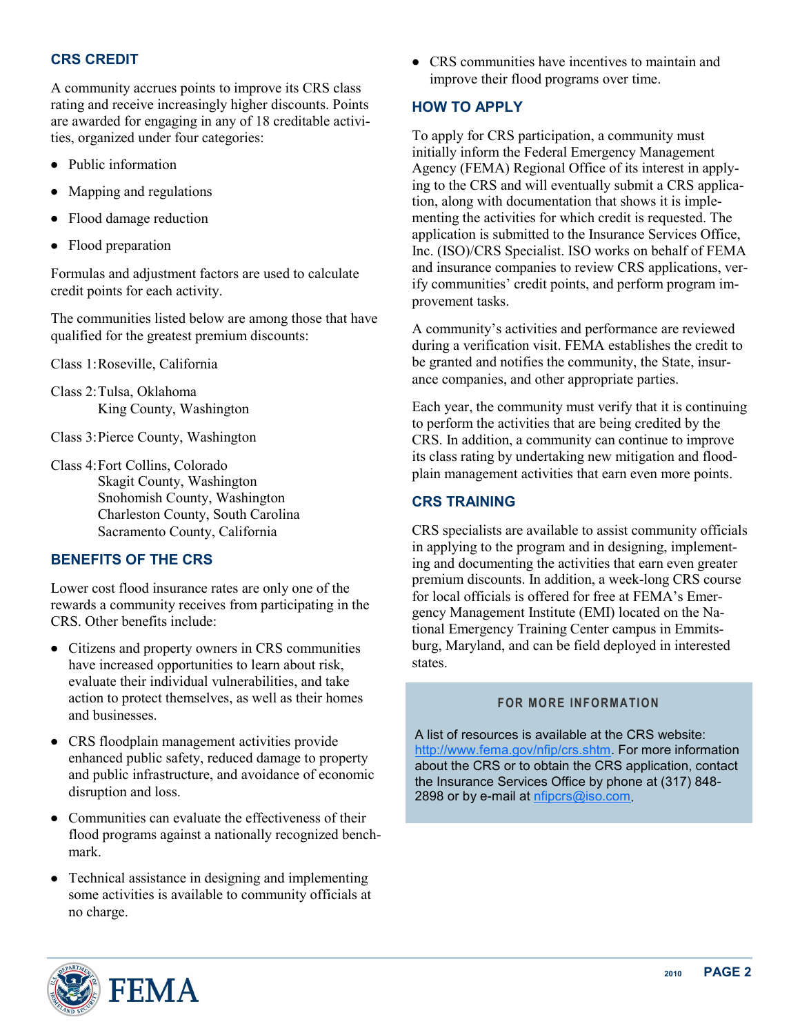## CRS CREDIT

A community accrues points to improve its CRS class rating and receive increasingly higher discounts. Points are awarded for engaging in any of 18 creditable activities, organized under four categories:

- Public information
- Mapping and regulations
- Flood damage reduction
- Flood preparation

Formulas and adjustment factors are used to calculate credit points for each activity.

The communities listed below are among those that have qualified for the greatest premium discounts:

Class 1: Roseville, California

Class 2: Tulsa, Oklahoma
King County, Washington

Class 3: Pierce County, Washington

Class 4: Fort Collins, Colorado
Skagit County, Washington
Snohomish County, Washington
Charleston County, South Carolina
Sacramento County, California

## BENEFITS OF THE CRS

Lower cost flood insurance rates are only one of the rewards a community receives from participating in the CRS. Other benefits include:

- Citizens and property owners in CRS communities have increased opportunities to learn about risk, evaluate their individual vulnerabilities, and take action to protect themselves, as well as their homes and businesses.
- CRS floodplain management activities provide enhanced public safety, reduced damage to property and public infrastructure, and avoidance of economic disruption and loss.
- Communities can evaluate the effectiveness of their flood programs against a nationally recognized benchmark.
- Technical assistance in designing and implementing some activities is available to community officials at no charge.
- CRS communities have incentives to maintain and improve their flood programs over time.

## HOW TO APPLY

To apply for CRS participation, a community must initially inform the Federal Emergency Management Agency (FEMA) Regional Office of its interest in applying to the CRS and will eventually submit a CRS application, along with documentation that shows it is implementing the activities for which credit is requested. The application is submitted to the Insurance Services Office, Inc. (ISO)/CRS Specialist. ISO works on behalf of FEMA and insurance companies to review CRS applications, verify communities' credit points, and perform program improvement tasks.

A community's activities and performance are reviewed during a verification visit. FEMA establishes the credit to be granted and notifies the community, the State, insurance companies, and other appropriate parties.

Each year, the community must verify that it is continuing to perform the activities that are being credited by the CRS. In addition, a community can continue to improve its class rating by undertaking new mitigation and floodplain management activities that earn even more points.

## CRS TRAINING

CRS specialists are available to assist community officials in applying to the program and in designing, implementing and documenting the activities that earn even greater premium discounts. In addition, a week-long CRS course for local officials is offered for free at FEMA's Emergency Management Institute (EMI) located on the National Emergency Training Center campus in Emmitsburg, Maryland, and can be field deployed in interested states.

### FOR MORE INFORMATION

A list of resources is available at the CRS website: http://www.fema.gov/nfip/crs.shtm. For more information about the CRS or to obtain the CRS application, contact the Insurance Services Office by phone at (317) 848-2898 or by e-mail at nfipcrs@iso.com.